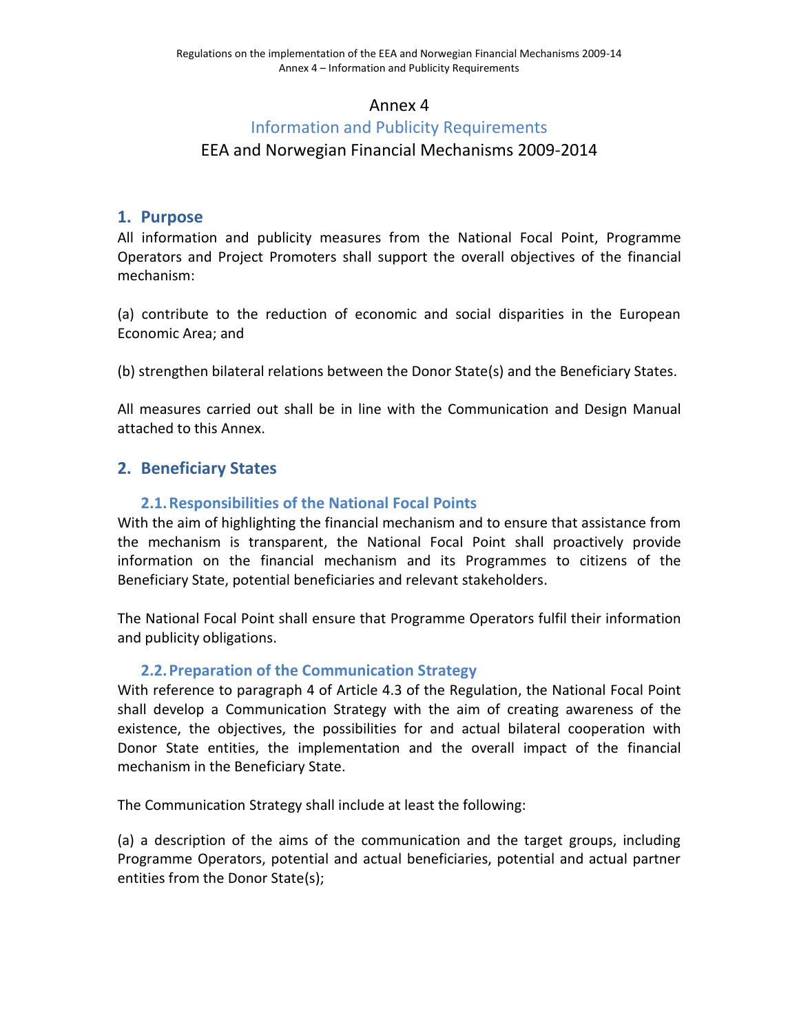# Annex 4

## Information and Publicity Requirements

## EEA and Norwegian Financial Mechanisms 2009-2014

## 1. Purpose

All information and publicity measures from the National Focal Point, Programme Operators and Project Promoters shall support the overall objectives of the financial mechanism:

(a) contribute to the reduction of economic and social disparities in the European Economic Area; and

(b) strengthen bilateral relations between the Donor State(s) and the Beneficiary States.

All measures carried out shall be in line with the Communication and Design Manual attached to this Annex.

## 2. Beneficiary States

### 2.1. Responsibilities of the National Focal Points

With the aim of highlighting the financial mechanism and to ensure that assistance from the mechanism is transparent, the National Focal Point shall proactively provide information on the financial mechanism and its Programmes to citizens of the Beneficiary State, potential beneficiaries and relevant stakeholders.

The National Focal Point shall ensure that Programme Operators fulfil their information and publicity obligations.

### 2.2. Preparation of the Communication Strategy

With reference to paragraph 4 of Article 4.3 of the Regulation, the National Focal Point shall develop a Communication Strategy with the aim of creating awareness of the existence, the objectives, the possibilities for and actual bilateral cooperation with Donor State entities, the implementation and the overall impact of the financial mechanism in the Beneficiary State.

The Communication Strategy shall include at least the following:

(a) a description of the aims of the communication and the target groups, including Programme Operators, potential and actual beneficiaries, potential and actual partner entities from the Donor State(s);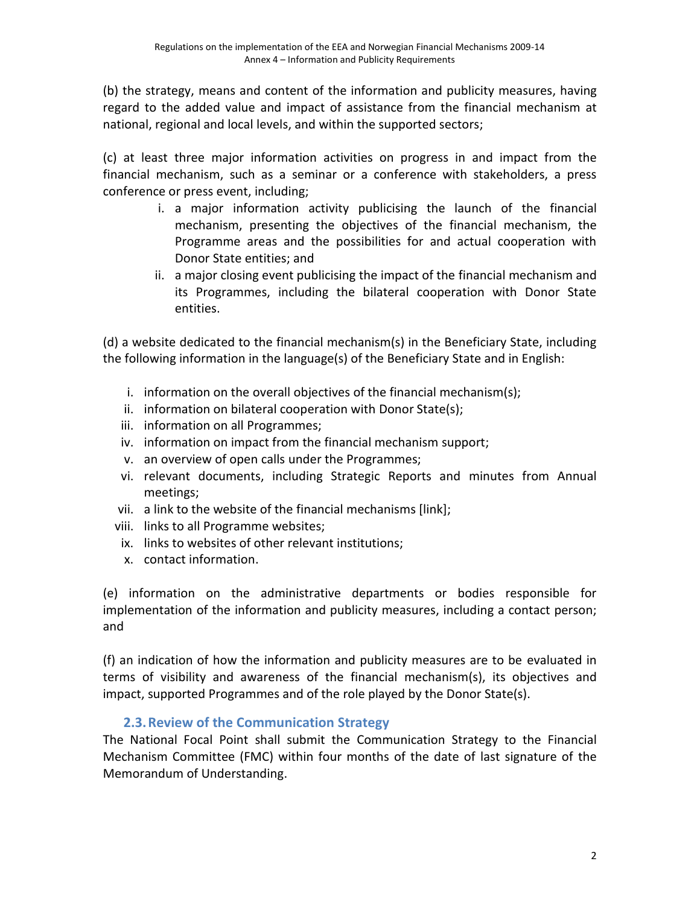(b) the strategy, means and content of the information and publicity measures, having regard to the added value and impact of assistance from the financial mechanism at national, regional and local levels, and within the supported sectors;

(c) at least three major information activities on progress in and impact from the financial mechanism, such as a seminar or a conference with stakeholders, a press conference or press event, including;

i. a major information activity publicising the launch of the financial mechanism, presenting the objectives of the financial mechanism, the Programme areas and the possibilities for and actual cooperation with Donor State entities; and
ii. a major closing event publicising the impact of the financial mechanism and its Programmes, including the bilateral cooperation with Donor State entities.

(d) a website dedicated to the financial mechanism(s) in the Beneficiary State, including the following information in the language(s) of the Beneficiary State and in English:

i. information on the overall objectives of the financial mechanism(s);
ii. information on bilateral cooperation with Donor State(s);
iii. information on all Programmes;
iv. information on impact from the financial mechanism support;
v. an overview of open calls under the Programmes;
vi. relevant documents, including Strategic Reports and minutes from Annual meetings;
vii. a link to the website of the financial mechanisms [link];
viii. links to all Programme websites;
ix. links to websites of other relevant institutions;
x. contact information.

(e) information on the administrative departments or bodies responsible for implementation of the information and publicity measures, including a contact person; and

(f) an indication of how the information and publicity measures are to be evaluated in terms of visibility and awareness of the financial mechanism(s), its objectives and impact, supported Programmes and of the role played by the Donor State(s).

### 2.3. Review of the Communication Strategy

The National Focal Point shall submit the Communication Strategy to the Financial Mechanism Committee (FMC) within four months of the date of last signature of the Memorandum of Understanding.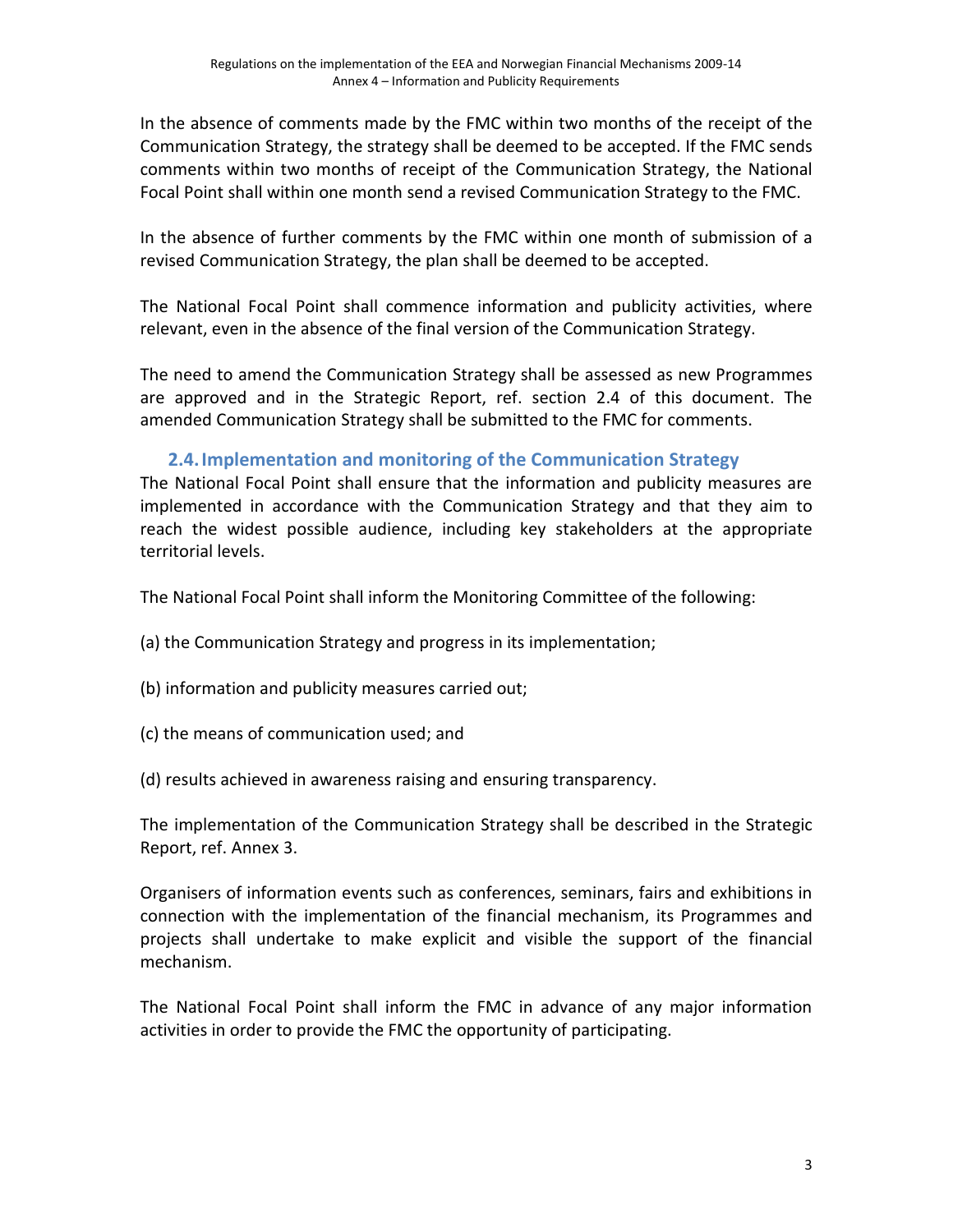In the absence of comments made by the FMC within two months of the receipt of the Communication Strategy, the strategy shall be deemed to be accepted. If the FMC sends comments within two months of receipt of the Communication Strategy, the National Focal Point shall within one month send a revised Communication Strategy to the FMC.

In the absence of further comments by the FMC within one month of submission of a revised Communication Strategy, the plan shall be deemed to be accepted.

The National Focal Point shall commence information and publicity activities, where relevant, even in the absence of the final version of the Communication Strategy.

The need to amend the Communication Strategy shall be assessed as new Programmes are approved and in the Strategic Report, ref. section 2.4 of this document. The amended Communication Strategy shall be submitted to the FMC for comments.

## 2.4. Implementation and monitoring of the Communication Strategy

The National Focal Point shall ensure that the information and publicity measures are implemented in accordance with the Communication Strategy and that they aim to reach the widest possible audience, including key stakeholders at the appropriate territorial levels.

The National Focal Point shall inform the Monitoring Committee of the following:

(a) the Communication Strategy and progress in its implementation;

(b) information and publicity measures carried out;

(c) the means of communication used; and

(d) results achieved in awareness raising and ensuring transparency.

The implementation of the Communication Strategy shall be described in the Strategic Report, ref. Annex 3.

Organisers of information events such as conferences, seminars, fairs and exhibitions in connection with the implementation of the financial mechanism, its Programmes and projects shall undertake to make explicit and visible the support of the financial mechanism.

The National Focal Point shall inform the FMC in advance of any major information activities in order to provide the FMC the opportunity of participating.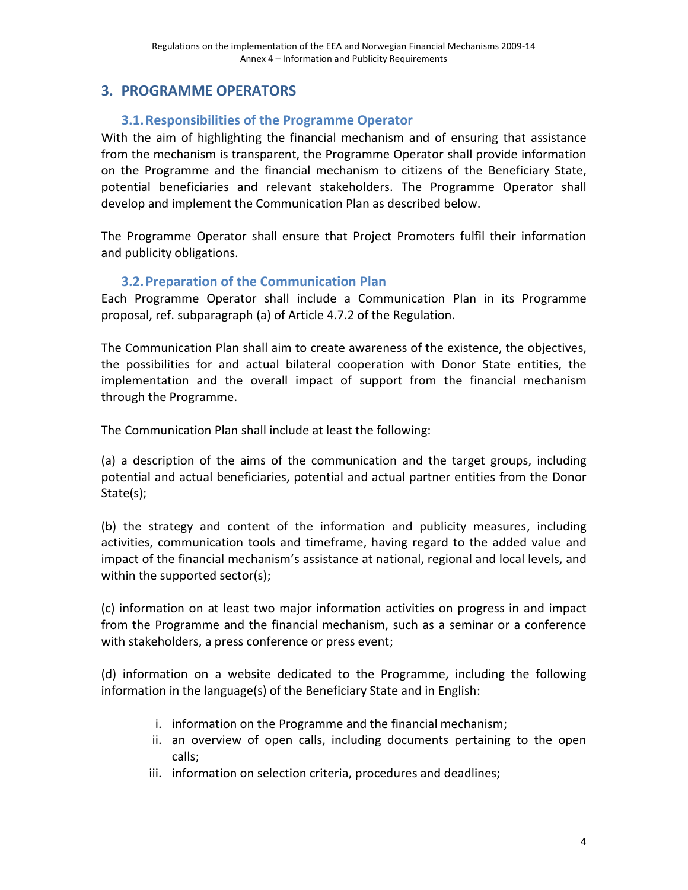## 3. PROGRAMME OPERATORS

### 3.1. Responsibilities of the Programme Operator

With the aim of highlighting the financial mechanism and of ensuring that assistance from the mechanism is transparent, the Programme Operator shall provide information on the Programme and the financial mechanism to citizens of the Beneficiary State, potential beneficiaries and relevant stakeholders. The Programme Operator shall develop and implement the Communication Plan as described below.

The Programme Operator shall ensure that Project Promoters fulfil their information and publicity obligations.

### 3.2. Preparation of the Communication Plan

Each Programme Operator shall include a Communication Plan in its Programme proposal, ref. subparagraph (a) of Article 4.7.2 of the Regulation.

The Communication Plan shall aim to create awareness of the existence, the objectives, the possibilities for and actual bilateral cooperation with Donor State entities, the implementation and the overall impact of support from the financial mechanism through the Programme.

The Communication Plan shall include at least the following:

(a) a description of the aims of the communication and the target groups, including potential and actual beneficiaries, potential and actual partner entities from the Donor State(s);

(b) the strategy and content of the information and publicity measures, including activities, communication tools and timeframe, having regard to the added value and impact of the financial mechanism's assistance at national, regional and local levels, and within the supported sector(s);

(c) information on at least two major information activities on progress in and impact from the Programme and the financial mechanism, such as a seminar or a conference with stakeholders, a press conference or press event;

(d) information on a website dedicated to the Programme, including the following information in the language(s) of the Beneficiary State and in English:

i. information on the Programme and the financial mechanism;
ii. an overview of open calls, including documents pertaining to the open calls;
iii. information on selection criteria, procedures and deadlines;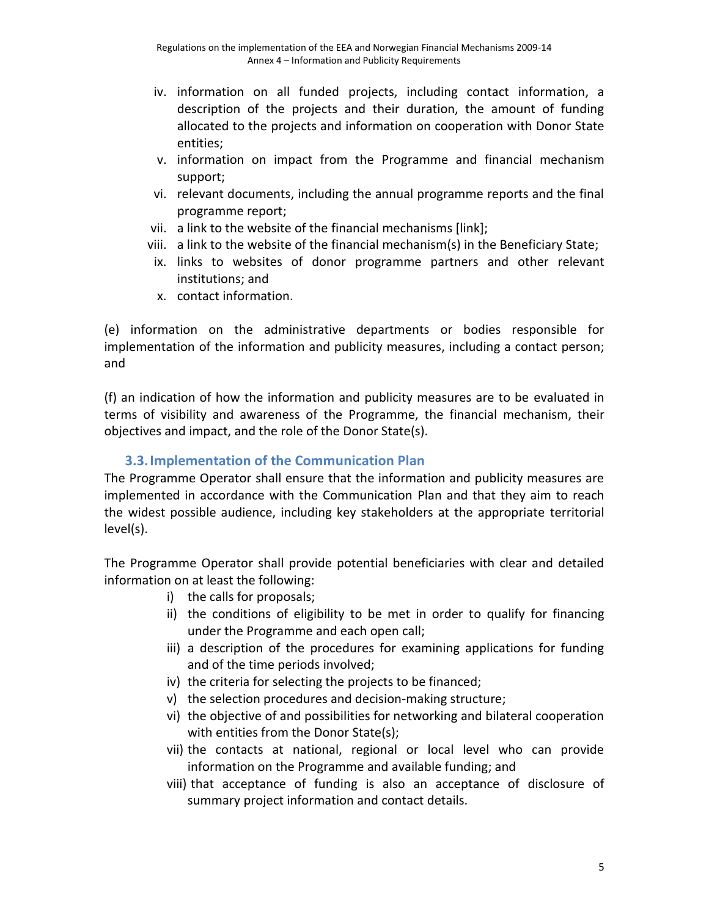iv. information on all funded projects, including contact information, a description of the projects and their duration, the amount of funding allocated to the projects and information on cooperation with Donor State entities;
v. information on impact from the Programme and financial mechanism support;
vi. relevant documents, including the annual programme reports and the final programme report;
vii. a link to the website of the financial mechanisms [link];
viii. a link to the website of the financial mechanism(s) in the Beneficiary State;
ix. links to websites of donor programme partners and other relevant institutions; and
x. contact information.

(e) information on the administrative departments or bodies responsible for implementation of the information and publicity measures, including a contact person; and

(f) an indication of how the information and publicity measures are to be evaluated in terms of visibility and awareness of the Programme, the financial mechanism, their objectives and impact, and the role of the Donor State(s).

## 3.3. Implementation of the Communication Plan

The Programme Operator shall ensure that the information and publicity measures are implemented in accordance with the Communication Plan and that they aim to reach the widest possible audience, including key stakeholders at the appropriate territorial level(s).

The Programme Operator shall provide potential beneficiaries with clear and detailed information on at least the following:

i) the calls for proposals;
ii) the conditions of eligibility to be met in order to qualify for financing under the Programme and each open call;
iii) a description of the procedures for examining applications for funding and of the time periods involved;
iv) the criteria for selecting the projects to be financed;
v) the selection procedures and decision-making structure;
vi) the objective of and possibilities for networking and bilateral cooperation with entities from the Donor State(s);
vii) the contacts at national, regional or local level who can provide information on the Programme and available funding; and
viii) that acceptance of funding is also an acceptance of disclosure of summary project information and contact details.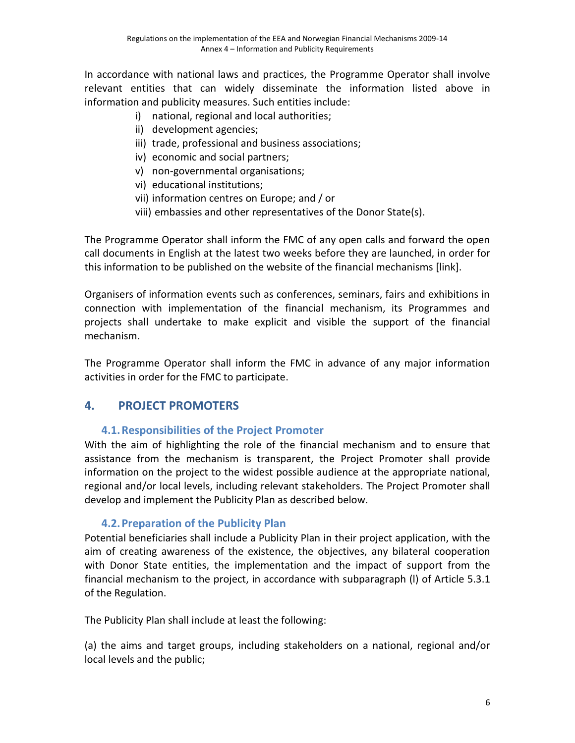In accordance with national laws and practices, the Programme Operator shall involve relevant entities that can widely disseminate the information listed above in information and publicity measures. Such entities include:

i) national, regional and local authorities;
ii) development agencies;
iii) trade, professional and business associations;
iv) economic and social partners;
v) non-governmental organisations;
vi) educational institutions;
vii) information centres on Europe; and / or
viii) embassies and other representatives of the Donor State(s).

The Programme Operator shall inform the FMC of any open calls and forward the open call documents in English at the latest two weeks before they are launched, in order for this information to be published on the website of the financial mechanisms [link].

Organisers of information events such as conferences, seminars, fairs and exhibitions in connection with implementation of the financial mechanism, its Programmes and projects shall undertake to make explicit and visible the support of the financial mechanism.

The Programme Operator shall inform the FMC in advance of any major information activities in order for the FMC to participate.

## 4. PROJECT PROMOTERS

### 4.1. Responsibilities of the Project Promoter

With the aim of highlighting the role of the financial mechanism and to ensure that assistance from the mechanism is transparent, the Project Promoter shall provide information on the project to the widest possible audience at the appropriate national, regional and/or local levels, including relevant stakeholders. The Project Promoter shall develop and implement the Publicity Plan as described below.

### 4.2. Preparation of the Publicity Plan

Potential beneficiaries shall include a Publicity Plan in their project application, with the aim of creating awareness of the existence, the objectives, any bilateral cooperation with Donor State entities, the implementation and the impact of support from the financial mechanism to the project, in accordance with subparagraph (l) of Article 5.3.1 of the Regulation.

The Publicity Plan shall include at least the following:

(a) the aims and target groups, including stakeholders on a national, regional and/or local levels and the public;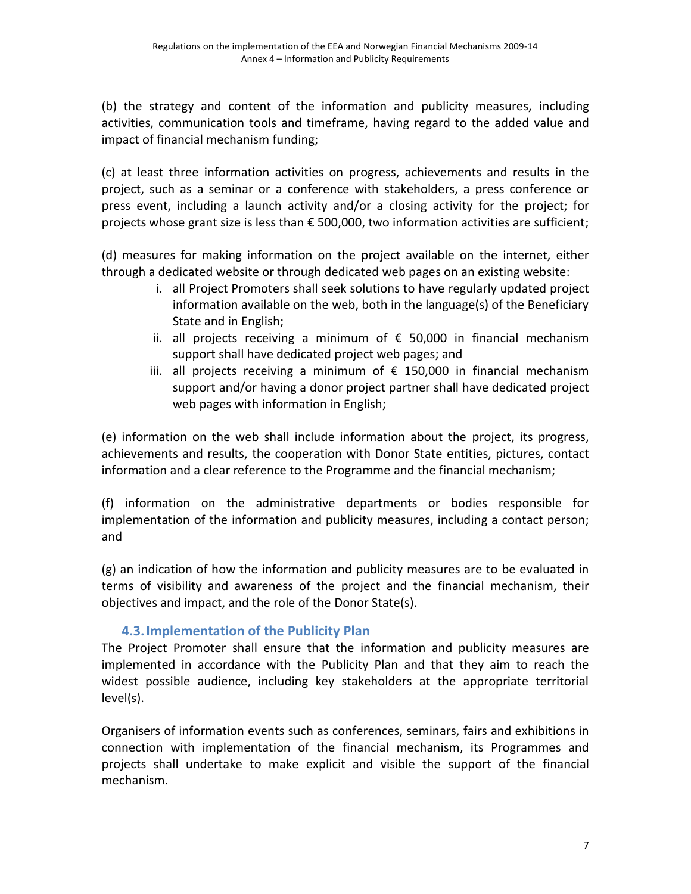(b) the strategy and content of the information and publicity measures, including activities, communication tools and timeframe, having regard to the added value and impact of financial mechanism funding;

(c) at least three information activities on progress, achievements and results in the project, such as a seminar or a conference with stakeholders, a press conference or press event, including a launch activity and/or a closing activity for the project; for projects whose grant size is less than € 500,000, two information activities are sufficient;

(d) measures for making information on the project available on the internet, either through a dedicated website or through dedicated web pages on an existing website:

i. all Project Promoters shall seek solutions to have regularly updated project information available on the web, both in the language(s) of the Beneficiary State and in English;
ii. all projects receiving a minimum of € 50,000 in financial mechanism support shall have dedicated project web pages; and
iii. all projects receiving a minimum of € 150,000 in financial mechanism support and/or having a donor project partner shall have dedicated project web pages with information in English;

(e) information on the web shall include information about the project, its progress, achievements and results, the cooperation with Donor State entities, pictures, contact information and a clear reference to the Programme and the financial mechanism;

(f) information on the administrative departments or bodies responsible for implementation of the information and publicity measures, including a contact person; and

(g) an indication of how the information and publicity measures are to be evaluated in terms of visibility and awareness of the project and the financial mechanism, their objectives and impact, and the role of the Donor State(s).

### 4.3. Implementation of the Publicity Plan

The Project Promoter shall ensure that the information and publicity measures are implemented in accordance with the Publicity Plan and that they aim to reach the widest possible audience, including key stakeholders at the appropriate territorial level(s).

Organisers of information events such as conferences, seminars, fairs and exhibitions in connection with implementation of the financial mechanism, its Programmes and projects shall undertake to make explicit and visible the support of the financial mechanism.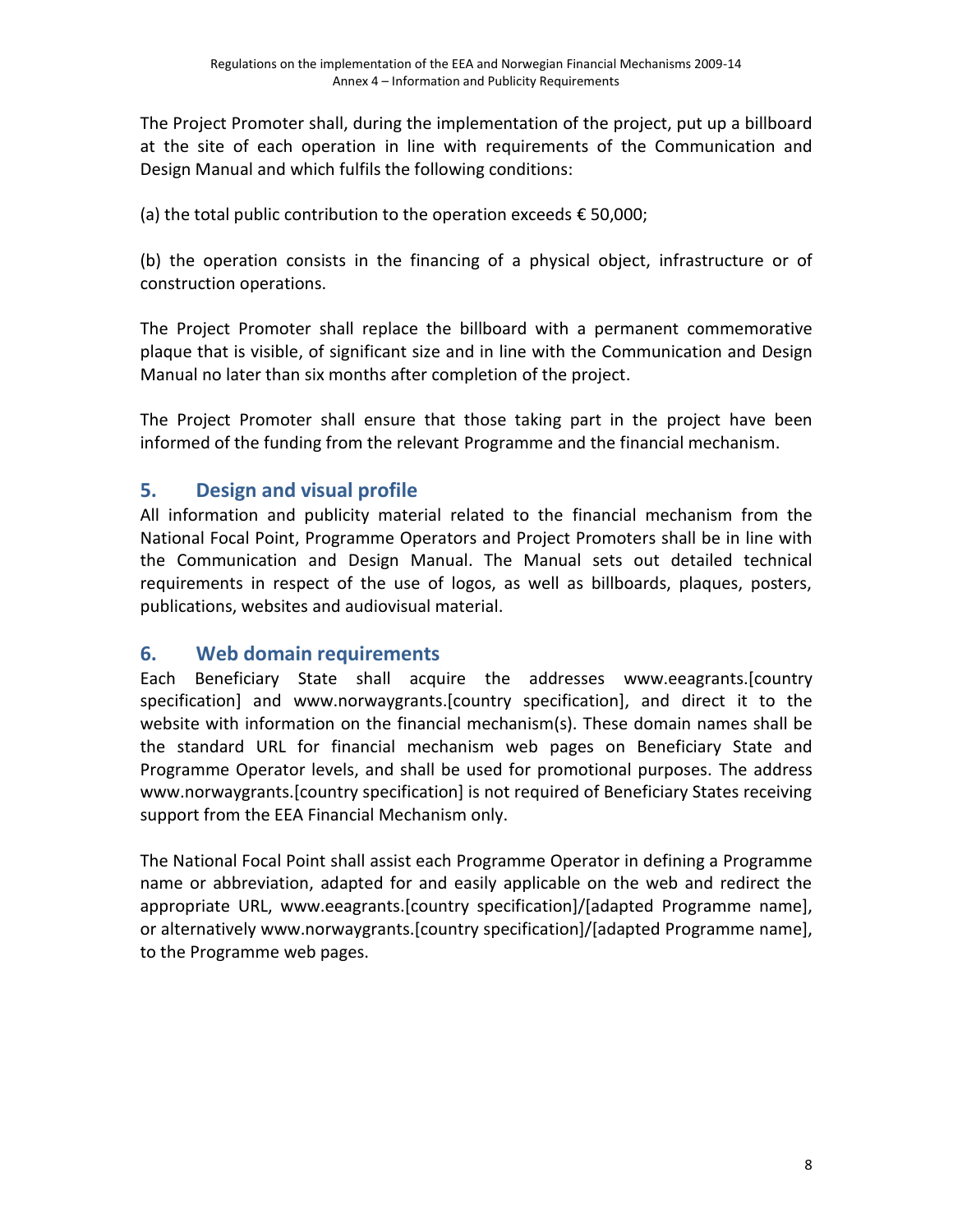The Project Promoter shall, during the implementation of the project, put up a billboard at the site of each operation in line with requirements of the Communication and Design Manual and which fulfils the following conditions:

(a) the total public contribution to the operation exceeds € 50,000;

(b) the operation consists in the financing of a physical object, infrastructure or of construction operations.

The Project Promoter shall replace the billboard with a permanent commemorative plaque that is visible, of significant size and in line with the Communication and Design Manual no later than six months after completion of the project.

The Project Promoter shall ensure that those taking part in the project have been informed of the funding from the relevant Programme and the financial mechanism.

## 5. Design and visual profile

All information and publicity material related to the financial mechanism from the National Focal Point, Programme Operators and Project Promoters shall be in line with the Communication and Design Manual. The Manual sets out detailed technical requirements in respect of the use of logos, as well as billboards, plaques, posters, publications, websites and audiovisual material.

## 6. Web domain requirements

Each Beneficiary State shall acquire the addresses www.eeagrants.[country specification] and www.norwaygrants.[country specification], and direct it to the website with information on the financial mechanism(s). These domain names shall be the standard URL for financial mechanism web pages on Beneficiary State and Programme Operator levels, and shall be used for promotional purposes. The address www.norwaygrants.[country specification] is not required of Beneficiary States receiving support from the EEA Financial Mechanism only.

The National Focal Point shall assist each Programme Operator in defining a Programme name or abbreviation, adapted for and easily applicable on the web and redirect the appropriate URL, www.eeagrants.[country specification]/[adapted Programme name], or alternatively www.norwaygrants.[country specification]/[adapted Programme name], to the Programme web pages.